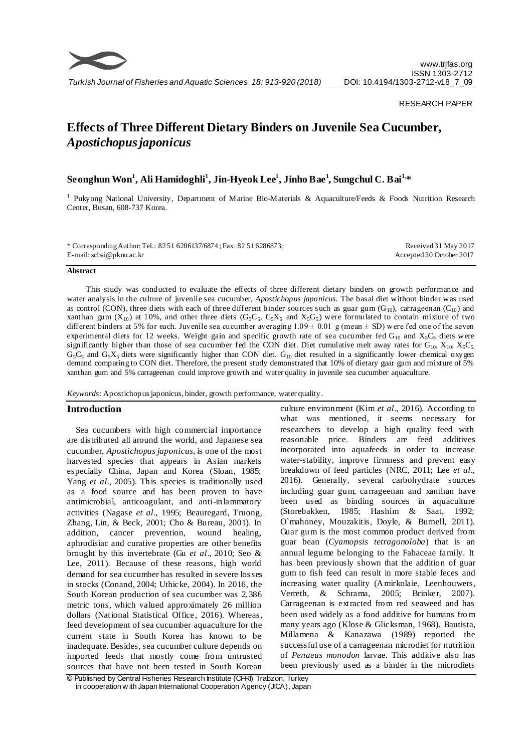RESEARCH PAPER

# Effects of Three Different Dietary Binders on Juvenile Sea Cucumber, *Apostichopus japonicus*

**Seonghun Won[1], Ali Hamidoghli[1], Jin-Hyeok Lee[1], Jinho Bae[1], Sungchul C. Bai[1,*]**

[1] Pukyong National University, Department of Marine Bio-Materials & Aquaculture/Feeds & Foods Nutrition Research Center, Busan, 608-737 Korea.

\* Corresponding Author: Tel.: 82 51 6206137/6874 ; Fax: 82 51 6286873;
E-mail: scbai@pknu.ac.kr

Received 31 May 2017
Accepted 30 October 2017

### Abstract

This study was conducted to evaluate the effects of three different dietary binders on growth performance and water analysis in the culture of juvenile sea cucumber, *Apostichopus japonicus*. The basal diet without binder was used as control (CON), three diets with each of three different binder sources such as guar gum ($G_{10}$), carrageenan ($C_{10}$) and xanthan gum ($X_{10}$) at 10%, and other three diets ($G_5C_5$, $C_5X_5$ and $X_5G_5$) were formulated to contain mixture of two different binders at 5% for each. Juvenile sea cucumber averaging $1.09 \pm 0.01$ g (mean ± SD) were fed one of the seven experimental diets for 12 weeks. Weight gain and specific growth rate of sea cucumber fed $G_{10}$ and $X_5C_5$ diets were significantly higher than those of sea cucumber fed the CON diet. Diet cumulative melt away rates for $G_{10}$, $X_{10}$, $X_5C_5$, $G_5C_5$ and $G_5X_5$ diets were significantly higher than CON diet. $G_{10}$ diet resulted in a significantly lower chemical oxygen demand comparing to CON diet. Therefore, the present study demonstrated that 10% of dietary guar gum and mixture of 5% xanthan gum and 5% carrageenan could improve growth and water quality in juvenile sea cucumber aquaculture.

*Keywords*: Apostichopus japonicus, binder, growth performance, water quality.

## Introduction

Sea cucumbers with high commercial importance are distributed all around the world, and Japanese sea cucumber, *Apostichopus japonicus*, is one of the most harvested species that appears in Asian markets especially China, Japan and Korea (Sloan, 1985; Yang *et al*., 2005). This species is traditionally used as a food source and has been proven to have antimicrobial, anticoagulant, and anti-inflammatory activities (Nagase *et al*., 1995; Beauregard, Truong, Zhang, Lin, & Beck, 2001; Cho & Bureau, 2001). In addition, cancer prevention, wound healing, aphrodisiac and curative properties are other benefits brought by this invertebrate (Gu *et al*., 2010; Seo & Lee, 2011). Because of these reasons, high world demand for sea cucumber has resulted in severe losses in stocks (Conand, 2004; Uthicke, 2004). In 2016, the South Korean production of sea cucumber was 2,386 metric tons, which valued approximately 26 million dollars (National Statistical Office, 2016). Whereas, feed development of sea cucumber aquaculture for the current state in South Korea has known to be inadequate. Besides, sea cucumber culture depends on imported feeds that mostly come from untrusted sources that have not been tested in South Korean culture environment (Kim *et al*., 2016). According to what was mentioned, it seems necessary for researchers to develop a high quality feed with reasonable price. Binders are feed additives incorporated into aquafeeds in order to increase water-stability, improve firmness and prevent easy breakdown of feed particles (NRC, 2011; Lee *et al*., 2016). Generally, several carbohydrate sources including guar gum, carrageenan and xanthan have been used as binding sources in aquaculture (Storebakken, 1985; Hashim & Saat, 1992; O`mahoney, Mouzakitis, Doyle, & Burnell, 2011). Guar gum is the most common product derived from guar bean (*Cyamopsis tetragonoloba*) that is an annual legume belonging to the Fabaceae family. It has been previously shown that the addition of guar gum to fish feed can result in more stable feces and increasing water quality (Amirkolaie, Leenhouwers, Verreth, & Schrama, 2005; Brinker, 2007). Carrageenan is extracted from red seaweed and has been used widely as a food additive for humans from many years ago (Klose & Glicksman, 1968). Bautista, Millamena & Kanazawa (1989) reported the successful use of a carrageenan microdiet for nutrition of *Penaeus monodon* larvae. This additive also has been previously used as a binder in the microdiets

© Published by Central Fisheries Research Institute (CFRI) Trabzon, Turkey in cooperation with Japan International Cooperation Agency (JICA), Japan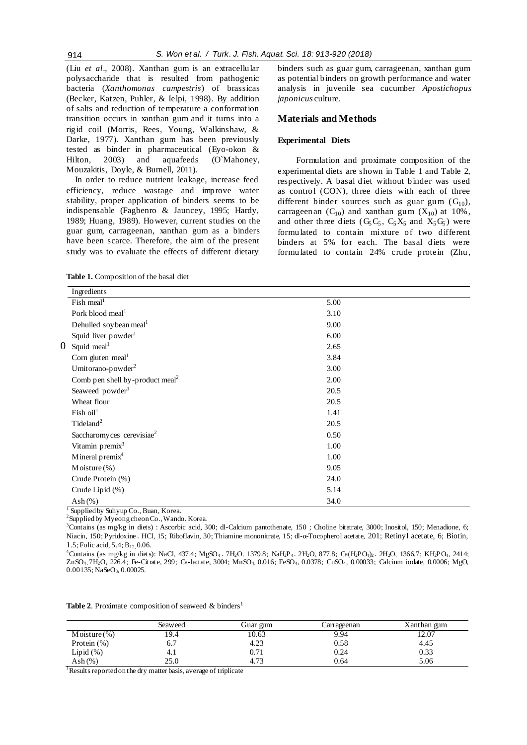(Liu *et al*., 2008). Xanthan gum is an extracellular polysaccharide that is resulted from pathogenic bacteria (*Xanthomonas campestris*) of brassicas (Becker, Katzen, Puhler, & Ielpi, 1998). By addition of salts and reduction of temperature a conformation transition occurs in xanthan gum and it turns into a rigid coil (Morris, Rees, Young, Walkinshaw, & Darke, 1977). Xanthan gum has been previously tested as binder in pharmaceutical (Eyo-okon & Hilton, 2003) and aquafeeds (O`Mahoney, Mouzakitis, Doyle, & Burnell, 2011).

In order to reduce nutrient leakage, increase feed efficiency, reduce wastage and improve water stability, proper application of binders seems to be indispensable (Fagbenro & Jauncey, 1995; Hardy, 1989; Huang, 1989). However, current studies on the guar gum, carrageenan, xanthan gum as a binders have been scarce. Therefore, the aim of the present study was to evaluate the effects of different dietary binders such as guar gum, carrageenan, xanthan gum as potential binders on growth performance and water analysis in juvenile sea cucumber *Apostichopus japonicus* culture.

## Materials and Methods

### Experimental Diets

Formulation and proximate composition of the experimental diets are shown in Table 1 and Table 2, respectively. A basal diet without binder was used as control (CON), three diets with each of three different binder sources such as guar gum ($G_{10}$), carrageenan ($C_{10}$) and xanthan gum ($X_{10}$) at 10%, and other three diets ($G_5C_5$, $C_5X_5$ and $X_5G_5$) were formulated to contain mixture of two different binders at 5% for each. The basal diets were formulated to contain 24% crude protein (Zhu,

**Table 1.** Composition of the basal diet

| Ingredients | |
|---|---|
| Fish meal[1] | 5.00 |
| Pork blood meal[1] | 3.10 |
| Dehulled soybean meal[1] | 9.00 |
| Squid liver powder[1] | 6.00 |
| Squid meal[1] | 2.65 |
| Corn gluten meal[1] | 3.84 |
| Umitorano-powder[2] | 3.00 |
| Comb pen shell by-product meal[2] | 2.00 |
| Seaweed powder[1] | 20.5 |
| Wheat flour | 20.5 |
| Fish oil[1] | 1.41 |
| Tideland[2] | 20.5 |
| Saccharomyces cerevisiae[2] | 0.50 |
| Vitamin premix[3] | 1.00 |
| Mineral premix[4] | 1.00 |
| Moisture (%) | 9.05 |
| Crude Protein (%) | 24.0 |
| Crude Lipid (%) | 5.14 |
| Ash (%) | 34.0 |

[1] Supplied by Suhyup Co., Buan, Korea.
[2] Supplied by Myeongcheon Co., Wando. Korea.
[3] Contains (as mg/kg in diets) : Ascorbic acid, 300; dl-Calcium pantothenate, 150 ; Choline bitatrate, 3000; Inositol, 150; Menadione, 6; Niacin, 150; Pyridoxine . HCl, 15; Riboflavin, 30; Thiamine mononitrate, 15; dl-α-Tocopherol acetate, 201; Retinyl acetate, 6; Biotin, 1.5; Folic acid, 5.4; $B_{12}$, 0.06.
[4] Contains (as mg/kg in diets): NaCl, 437.4; $MgSO_4 \cdot 7H_2O$, 1379.8; $NaH_2P_4 \cdot 2H_2O$, 877.8; $Ca(H_2PO_4)_2 \cdot 2H_2O$, 1366.7; $KH_2PO_4$, 2414; $ZnSO_4 \cdot 7H_2O$, 226.4; Fe-Citrate, 299; Ca-lactate, 3004; $MnSO_4$, 0.016; $FeSO_4$, 0.0378; $CuSO_4$, 0.00033; Calcium iodate, 0.0006; MgO, 0.00135; $NaSeO_3$, 0.00025.

**Table 2**. Proximate composition of seaweed & binders[1]

| | Seaweed | Guar gum | Carrageenan | Xanthan gum |
|---|---|---|---|---|
| Moisture (%) | 19.4 | 10.63 | 9.94 | 12.07 |
| Protein (%) | 6.7 | 4.23 | 0.58 | 4.45 |
| Lipid (%) | 4.1 | 0.71 | 0.24 | 0.33 |
| Ash (%) | 25.0 | 4.73 | 0.64 | 5.06 |

[1] Results reported on the dry matter basis, average of triplicate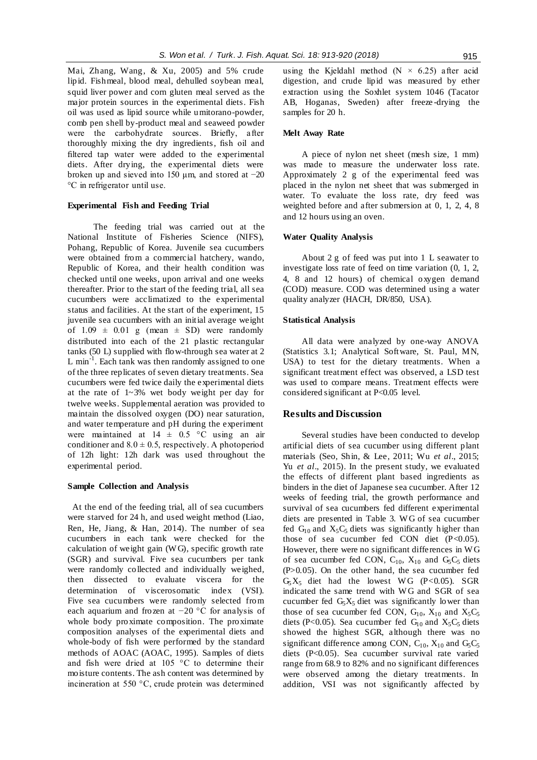Mai, Zhang, Wang, & Xu, 2005) and 5% crude lipid. Fishmeal, blood meal, dehulled soybean meal, squid liver power and corn gluten meal served as the major protein sources in the experimental diets. Fish oil was used as lipid source while umitorano-powder, comb pen shell by-product meal and seaweed powder were the carbohydrate sources. Briefly, after thoroughly mixing the dry ingredients, fish oil and filtered tap water were added to the experimental diets. After drying, the experimental diets were broken up and sieved into 150 µm, and stored at −20 °C in refrigerator until use.

### Experimental Fish and Feeding Trial

The feeding trial was carried out at the National Institute of Fisheries Science (NIFS), Pohang, Republic of Korea. Juvenile sea cucumbers were obtained from a commercial hatchery, wando, Republic of Korea, and their health condition was checked until one weeks, upon arrival and one weeks thereafter. Prior to the start of the feeding trial, all sea cucumbers were acclimatized to the experimental status and facilities. At the start of the experiment, 15 juvenile sea cucumbers with an initial average weight of 1.09 ± 0.01 g (mean ± SD) were randomly distributed into each of the 21 plastic rectangular tanks (50 L) supplied with flow-through sea water at 2 L min$^{-1}$. Each tank was then randomly assigned to one of the three replicates of seven dietary treatments. Sea cucumbers were fed twice daily the experimental diets at the rate of 1~3% wet body weight per day for twelve weeks. Supplemental aeration was provided to maintain the dissolved oxygen (DO) near saturation, and water temperature and pH during the experiment were maintained at 14 ± 0.5 °C using an air conditioner and 8.0 ± 0.5, respectively. A photoperiod of 12h light: 12h dark was used throughout the experimental period.

### Sample Collection and Analysis

At the end of the feeding trial, all of sea cucumbers were starved for 24 h, and used weight method (Liao, Ren, He, Jiang, & Han, 2014). The number of sea cucumbers in each tank were checked for the calculation of weight gain (WG), specific growth rate (SGR) and survival. Five sea cucumbers per tank were randomly collected and individually weighed, then dissected to evaluate viscera for the determination of viscerosomatic index (VSI). Five sea cucumbers were randomly selected from each aquarium and frozen at −20 °C for analysis of whole body proximate composition. The proximate composition analyses of the experimental diets and whole-body of fish were performed by the standard methods of AOAC (AOAC, 1995). Samples of diets and fish were dried at 105 °C to determine their moisture contents. The ash content was determined by incineration at 550 °C, crude protein was determined using the Kjeldahl method (N × 6.25) after acid digestion, and crude lipid was measured by ether extraction using the Soxhlet system 1046 (Tacator AB, Hoganas, Sweden) after freeze-drying the samples for 20 h.

### Melt Away Rate

A piece of nylon net sheet (mesh size, 1 mm) was made to measure the underwater loss rate. Approximately 2 g of the experimental feed was placed in the nylon net sheet that was submerged in water. To evaluate the loss rate, dry feed was weighted before and after submersion at 0, 1, 2, 4, 8 and 12 hours using an oven.

### Water Quality Analysis

About 2 g of feed was put into 1 L seawater to investigate loss rate of feed on time variation (0, 1, 2, 4, 8 and 12 hours) of chemical oxygen demand (COD) measure. COD was determined using a water quality analyzer (HACH, DR/850, USA).

### Statistical Analysis

All data were analyzed by one-way ANOVA (Statistics 3.1; Analytical Software, St. Paul, MN, USA) to test for the dietary treatments. When a significant treatment effect was observed, a LSD test was used to compare means. Treatment effects were considered significant at $P<0.05$ level.

## Results and Discussion

Several studies have been conducted to develop artificial diets of sea cucumber using different plant materials (Seo, Shin, & Lee, 2011; Wu *et al*., 2015; Yu *et al*., 2015). In the present study, we evaluated the effects of different plant based ingredients as binders in the diet of Japanese sea cucumber. After 12 weeks of feeding trial, the growth performance and survival of sea cucumbers fed different experimental diets are presented in Table 3. WG of sea cucumber fed $G_{10}$ and $X_5C_5$ diets was significantly higher than those of sea cucumber fed CON diet ($P<0.05$). However, there were no significant differences in WG of sea cucumber fed CON, $C_{10}$, $X_{10}$ and $G_5C_5$ diets ($P>0.05$). On the other hand, the sea cucumber fed $G_5X_5$ diet had the lowest WG ($P<0.05$). SGR indicated the same trend with WG and SGR of sea cucumber fed $G_5X_5$ diet was significantly lower than those of sea cucumber fed CON, $G_{10}$, $X_{10}$ and $X_5C_5$ diets ($P<0.05$). Sea cucumber fed $G_{10}$ and $X_5C_5$ diets showed the highest SGR, although there was no significant difference among CON, $C_{10}$, $X_{10}$ and $G_5C_5$ diets ($P<0.05$). Sea cucumber survival rate varied range from 68.9 to 82% and no significant differences were observed among the dietary treatments. In addition, VSI was not significantly affected by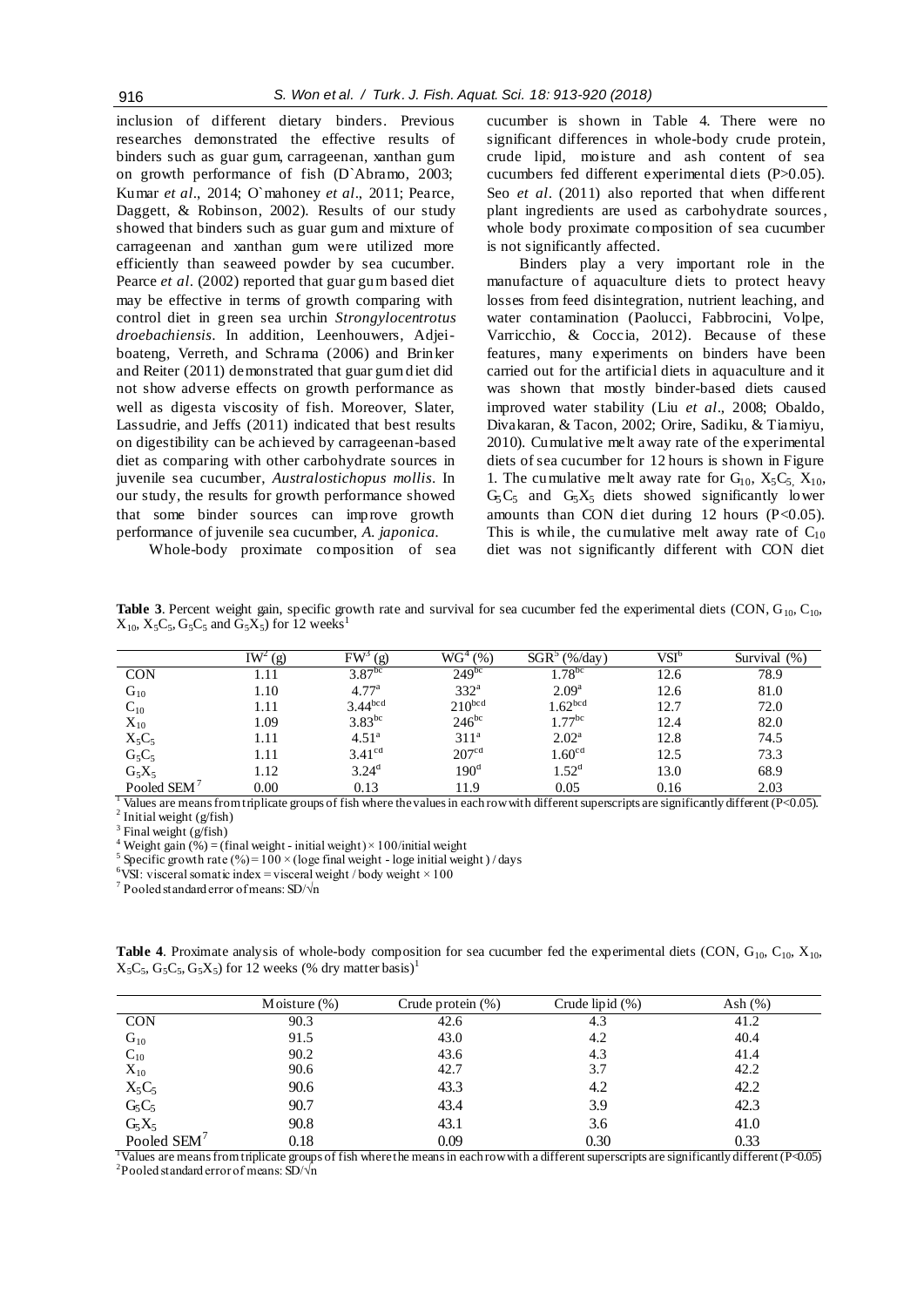inclusion of different dietary binders. Previous researches demonstrated the effective results of binders such as guar gum, carrageenan, xanthan gum on growth performance of fish (D`Abramo, 2003; Kumar *et al*., 2014; O`mahoney *et al*., 2011; Pearce, Daggett, & Robinson, 2002). Results of our study showed that binders such as guar gum and mixture of carrageenan and xanthan gum were utilized more efficiently than seaweed powder by sea cucumber. Pearce *et al*. (2002) reported that guar gum based diet may be effective in terms of growth comparing with control diet in green sea urchin *Strongylocentrotus droebachiensis*. In addition, Leenhouwers, Adjei-boateng, Verreth, and Schrama (2006) and Brinker and Reiter (2011) demonstrated that guar gum diet did not show adverse effects on growth performance as well as digesta viscosity of fish. Moreover, Slater, Lassudrie, and Jeffs (2011) indicated that best results on digestibility can be achieved by carrageenan-based diet as comparing with other carbohydrate sources in juvenile sea cucumber, *Australostichopus mollis*. In our study, the results for growth performance showed that some binder sources can improve growth performance of juvenile sea cucumber, *A. japonica*.

Whole-body proximate composition of sea cucumber is shown in Table 4. There were no significant differences in whole-body crude protein, crude lipid, moisture and ash content of sea cucumbers fed different experimental diets (P>0.05). Seo *et al*. (2011) also reported that when different plant ingredients are used as carbohydrate sources, whole body proximate composition of sea cucumber is not significantly affected.

Binders play a very important role in the manufacture of aquaculture diets to protect heavy losses from feed disintegration, nutrient leaching, and water contamination (Paolucci, Fabbrocini, Volpe, Varricchio, & Coccia, 2012). Because of these features, many experiments on binders have been carried out for the artificial diets in aquaculture and it was shown that mostly binder-based diets caused improved water stability (Liu *et al*., 2008; Obaldo, Divakaran, & Tacon, 2002; Orire, Sadiku, & Tiamiyu, 2010). Cumulative melt away rate of the experimental diets of sea cucumber for 12 hours is shown in Figure 1. The cumulative melt away rate for $G_{10}$, $X_5C_5$, $X_{10}$, $G_5C_5$ and $G_5X_5$ diets showed significantly lower amounts than CON diet during 12 hours (P<0.05). This is while, the cumulative melt away rate of $C_{10}$ diet was not significantly different with CON diet

**Table 3**. Percent weight gain, specific growth rate and survival for sea cucumber fed the experimental diets (CON, $G_{10}$, $C_{10}$, $X_{10}$, $X_5C_5$, $G_5C_5$ and $G_5X_5$) for 12 weeks[1]

| | IW[2] (g) | FW[3] (g) | WG[4] (%) | SGR[5] (%/day) | VSI[6] | Survival (%) |
|---|---|---|---|---|---|---|
| CON | 1.11 | $3.87^{bc}$ | $249^{bc}$ | $1.78^{bc}$ | 12.6 | 78.9 |
| $G_{10}$ | 1.10 | $4.77^{a}$ | $332^{a}$ | $2.09^{a}$ | 12.6 | 81.0 |
| $C_{10}$ | 1.11 | $3.44^{bcd}$ | $210^{bcd}$ | $1.62^{bcd}$ | 12.7 | 72.0 |
| $X_{10}$ | 1.09 | $3.83^{bc}$ | $246^{bc}$ | $1.77^{bc}$ | 12.4 | 82.0 |
| $X_5C_5$ | 1.11 | $4.51^{a}$ | $311^{a}$ | $2.02^{a}$ | 12.8 | 74.5 |
| $G_5C_5$ | 1.11 | $3.41^{cd}$ | $207^{cd}$ | $1.60^{cd}$ | 12.5 | 73.3 |
| $G_5X_5$ | 1.12 | $3.24^{d}$ | $190^{d}$ | $1.52^{d}$ | 13.0 | 68.9 |
| Pooled SEM[7] | 0.00 | 0.13 | 11.9 | 0.05 | 0.16 | 2.03 |

[1] Values are means from triplicate groups of fish where the values in each row with different superscripts are significantly different (P<0.05).
[2] Initial weight (g/fish)
[3] Final weight (g/fish)
[4] Weight gain (%) = (final weight - initial weight) × 100/initial weight
[5] Specific growth rate (%) = 100 × (loge final weight - loge initial weight) / days
[6] VSI: visceral somatic index = visceral weight / body weight × 100
[7] Pooled standard error of means: SD/√n

**Table 4**. Proximate analysis of whole-body composition for sea cucumber fed the experimental diets (CON, $G_{10}$, $C_{10}$, $X_{10}$, $X_5C_5$, $G_5C_5$, $G_5X_5$) for 12 weeks (% dry matter basis)[1]

| | Moisture (%) | Crude protein (%) | Crude lipid (%) | Ash (%) |
|---|---|---|---|---|
| CON | 90.3 | 42.6 | 4.3 | 41.2 |
| $G_{10}$ | 91.5 | 43.0 | 4.2 | 40.4 |
| $C_{10}$ | 90.2 | 43.6 | 4.3 | 41.4 |
| $X_{10}$ | 90.6 | 42.7 | 3.7 | 42.2 |
| $X_5C_5$ | 90.6 | 43.3 | 4.2 | 42.2 |
| $G_5C_5$ | 90.7 | 43.4 | 3.9 | 42.3 |
| $G_5X_5$ | 90.8 | 43.1 | 3.6 | 41.0 |
| Pooled SEM[7] | 0.18 | 0.09 | 0.30 | 0.33 |

[1] Values are means from triplicate groups of fish where the means in each row with a different superscripts are significantly different (P<0.05)
[2] Pooled standard error of means: SD/√n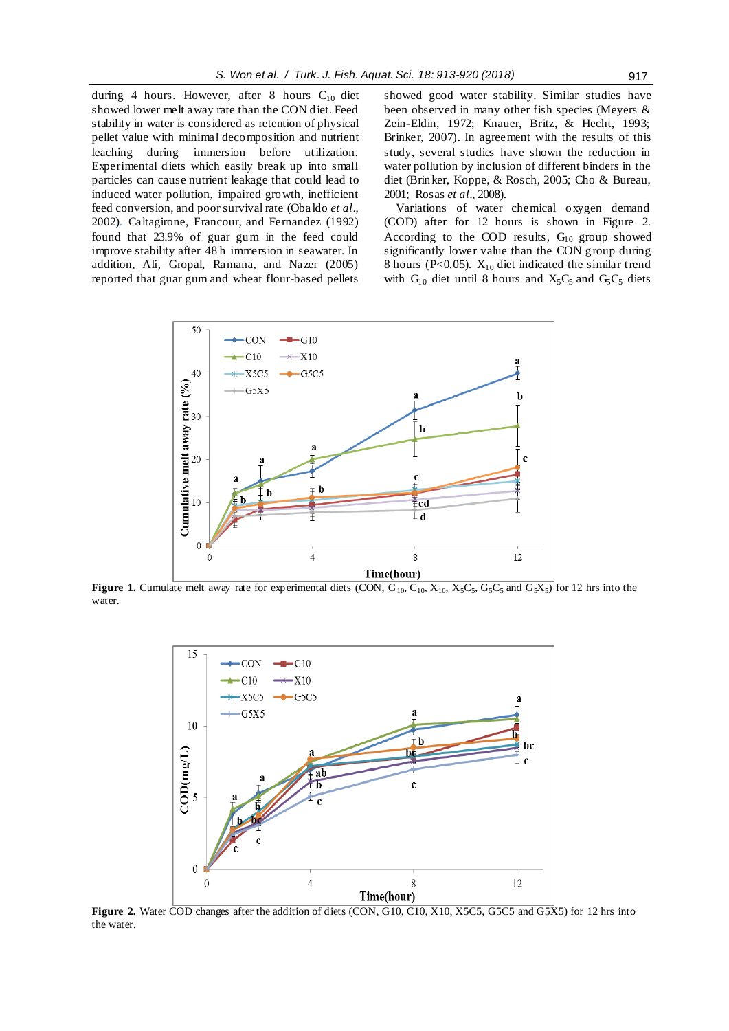during 4 hours. However, after 8 hours $C_{10}$ diet showed lower melt away rate than the CON diet. Feed stability in water is considered as retention of physical pellet value with minimal decomposition and nutrient leaching during immersion before utilization. Experimental diets which easily break up into small particles can cause nutrient leakage that could lead to induced water pollution, impaired growth, inefficient feed conversion, and poor survival rate (Obaldo *et al*., 2002). Caltagirone, Francour, and Fernandez (1992) found that 23.9% of guar gum in the feed could improve stability after 48 h immersion in seawater. In addition, Ali, Gropal, Ramana, and Nazer (2005) reported that guar gum and wheat flour-based pellets showed good water stability. Similar studies have been observed in many other fish species (Meyers & Zein-Eldin, 1972; Knauer, Britz, & Hecht, 1993; Brinker, 2007). In agreement with the results of this study, several studies have shown the reduction in water pollution by inclusion of different binders in the diet (Brinker, Koppe, & Rosch, 2005; Cho & Bureau, 2001; Rosas *et al*., 2008).

Variations of water chemical oxygen demand (COD) after for 12 hours is shown in Figure 2. According to the COD results, $G_{10}$ group showed significantly lower value than the CON group during 8 hours ($P<0.05$). $X_{10}$ diet indicated the similar trend with $G_{10}$ diet until 8 hours and $X_5C_5$ and $G_5C_5$ diets

**Figure 1.** Cumulate melt away rate for experimental diets (CON, $G_{10}$, $C_{10}$, $X_{10}$, $X_5C_5$, $G_5C_5$ and $G_5X_5$) for 12 hrs into the water.

**Figure 2.** Water COD changes after the addition of diets (CON, G10, C10, X10, X5C5, G5C5 and G5X5) for 12 hrs into the water.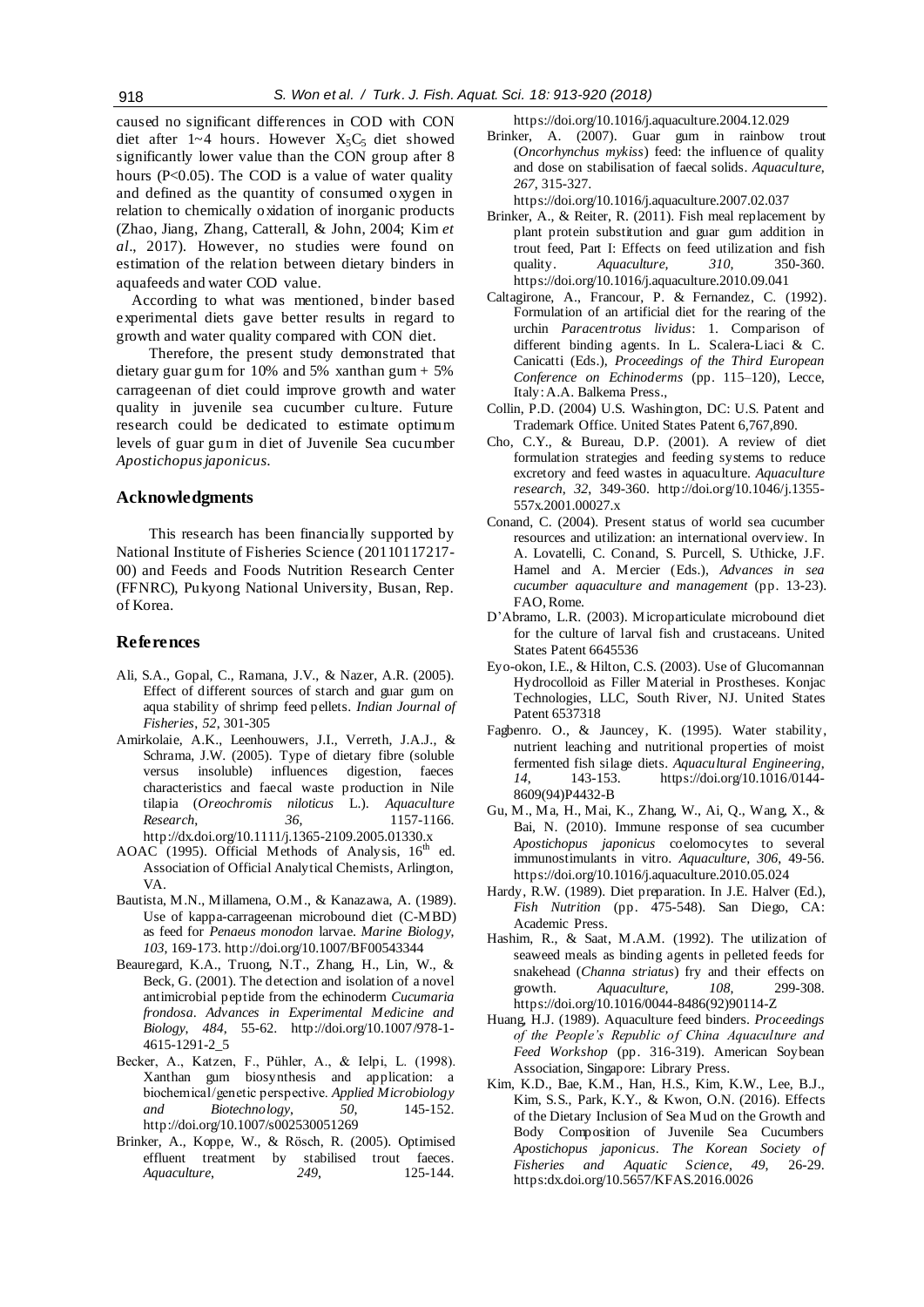caused no significant differences in COD with CON diet after 1~4 hours. However $X_5C_5$ diet showed significantly lower value than the CON group after 8 hours ($P<0.05$). The COD is a value of water quality and defined as the quantity of consumed oxygen in relation to chemically oxidation of inorganic products (Zhao, Jiang, Zhang, Catterall, & John, 2004; Kim *et al*., 2017). However, no studies were found on estimation of the relation between dietary binders in aquafeeds and water COD value.

According to what was mentioned, binder based experimental diets gave better results in regard to growth and water quality compared with CON diet.

Therefore, the present study demonstrated that dietary guar gum for 10% and 5% xanthan gum + 5% carrageenan of diet could improve growth and water quality in juvenile sea cucumber culture. Future research could be dedicated to estimate optimum levels of guar gum in diet of Juvenile Sea cucumber *Apostichopus japonicus*.

## Acknowledgments

This research has been financially supported by National Institute of Fisheries Science (20110117217-00) and Feeds and Foods Nutrition Research Center (FFNRC), Pukyong National University, Busan, Rep. of Korea.

## References

Ali, S.A., Gopal, C., Ramana, J.V., & Nazer, A.R. (2005). Effect of different sources of starch and guar gum on aqua stability of shrimp feed pellets. *Indian Journal of Fisheries*, *52*, 301-305

Amirkolaie, A.K., Leenhouwers, J.I., Verreth, J.A.J., & Schrama, J.W. (2005). Type of dietary fibre (soluble versus insoluble) influences digestion, faeces characteristics and faecal waste production in Nile tilapia (*Oreochromis niloticus* L.). *Aquaculture Research*, *36*, 1157-1166. http://dx.doi.org/10.1111/j.1365-2109.2005.01330.x

AOAC (1995). Official Methods of Analysis, 16th ed. Association of Official Analytical Chemists, Arlington, VA.

Bautista, M.N., Millamena, O.M., & Kanazawa, A. (1989). Use of kappa-carrageenan microbound diet (C-MBD) as feed for *Penaeus monodon* larvae. *Marine Biology*, *103*, 169-173. http://doi.org/10.1007/BF00543344

Beauregard, K.A., Truong, N.T., Zhang, H., Lin, W., & Beck, G. (2001). The detection and isolation of a novel antimicrobial peptide from the echinoderm *Cucumaria frondosa*. *Advances in Experimental Medicine and Biology*, *484*, 55-62. http://doi.org/10.1007/978-1-4615-1291-2_5

Becker, A., Katzen, F., Pühler, A., & Ielpi, L. (1998). Xanthan gum biosynthesis and application: a biochemical/genetic perspective. *Applied Microbiology and Biotechnology*, *50*, 145-152. http://doi.org/10.1007/s002530051269

Brinker, A., Koppe, W., & Rösch, R. (2005). Optimised effluent treatment by stabilised trout faeces. *Aquaculture*, *249*, 125-144. https://doi.org/10.1016/j.aquaculture.2004.12.029

Brinker, A. (2007). Guar gum in rainbow trout (*Oncorhynchus mykiss*) feed: the influence of quality and dose on stabilisation of faecal solids. *Aquaculture*, *267*, 315-327. https://doi.org/10.1016/j.aquaculture.2007.02.037

Brinker, A., & Reiter, R. (2011). Fish meal replacement by plant protein substitution and guar gum addition in trout feed, Part I: Effects on feed utilization and fish quality. *Aquaculture*, *310*, 350-360. https://doi.org/10.1016/j.aquaculture.2010.09.041

Caltagirone, A., Francour, P. & Fernandez, C. (1992). Formulation of an artificial diet for the rearing of the urchin *Paracentrotus lividus*: 1. Comparison of different binding agents. In L. Scalera-Liaci & C. Canicatti (Eds.), *Proceedings of the Third European Conference on Echinoderms* (pp. 115–120), Lecce, Italy: A.A. Balkema Press.,

Collin, P.D. (2004) U.S. Washington, DC: U.S. Patent and Trademark Office. United States Patent 6,767,890.

Cho, C.Y., & Bureau, D.P. (2001). A review of diet formulation strategies and feeding systems to reduce excretory and feed wastes in aquaculture. *Aquaculture research*, *32*, 349-360. http://doi.org/10.1046/j.1355-557x.2001.00027.x

Conand, C. (2004). Present status of world sea cucumber resources and utilization: an international overview. In A. Lovatelli, C. Conand, S. Purcell, S. Uthicke, J.F. Hamel and A. Mercier (Eds.), *Advances in sea cucumber aquaculture and management* (pp. 13-23). FAO, Rome.

D'Abramo, L.R. (2003). Microparticulate microbound diet for the culture of larval fish and crustaceans. United States Patent 6645536

Eyo-okon, I.E., & Hilton, C.S. (2003). Use of Glucomannan Hydrocolloid as Filler Material in Prostheses. Konjac Technologies, LLC, South River, NJ. United States Patent 6537318

Fagbenro. O., & Jauncey, K. (1995). Water stability, nutrient leaching and nutritional properties of moist fermented fish silage diets. *Aquacultural Engineering*, *14*, 143-153. https://doi.org/10.1016/0144-8609(94)P4432-B

Gu, M., Ma, H., Mai, K., Zhang, W., Ai, Q., Wang, X., & Bai, N. (2010). Immune response of sea cucumber *Apostichopus japonicus* coelomocytes to several immunostimulants in vitro. *Aquaculture*, *306*, 49-56. https://doi.org/10.1016/j.aquaculture.2010.05.024

Hardy, R.W. (1989). Diet preparation. In J.E. Halver (Ed.), *Fish Nutrition* (pp. 475-548). San Diego, CA: Academic Press.

Hashim, R., & Saat, M.A.M. (1992). The utilization of seaweed meals as binding agents in pelleted feeds for snakehead (*Channa striatus*) fry and their effects on growth. *Aquaculture*, *108*, 299-308. https://doi.org/10.1016/0044-8486(92)90114-Z

Huang, H.J. (1989). Aquaculture feed binders. *Proceedings of the People's Republic of China Aquaculture and Feed Workshop* (pp. 316-319). American Soybean Association, Singapore: Library Press.

Kim, K.D., Bae, K.M., Han, H.S., Kim, K.W., Lee, B.J., Kim, S.S., Park, K.Y., & Kwon, O.N. (2016). Effects of the Dietary Inclusion of Sea Mud on the Growth and Body Composition of Juvenile Sea Cucumbers *Apostichopus japonicus*. *The Korean Society of Fisheries and Aquatic Science*, *49*, 26-29. https:dx.doi.org/10.5657/KFAS.2016.0026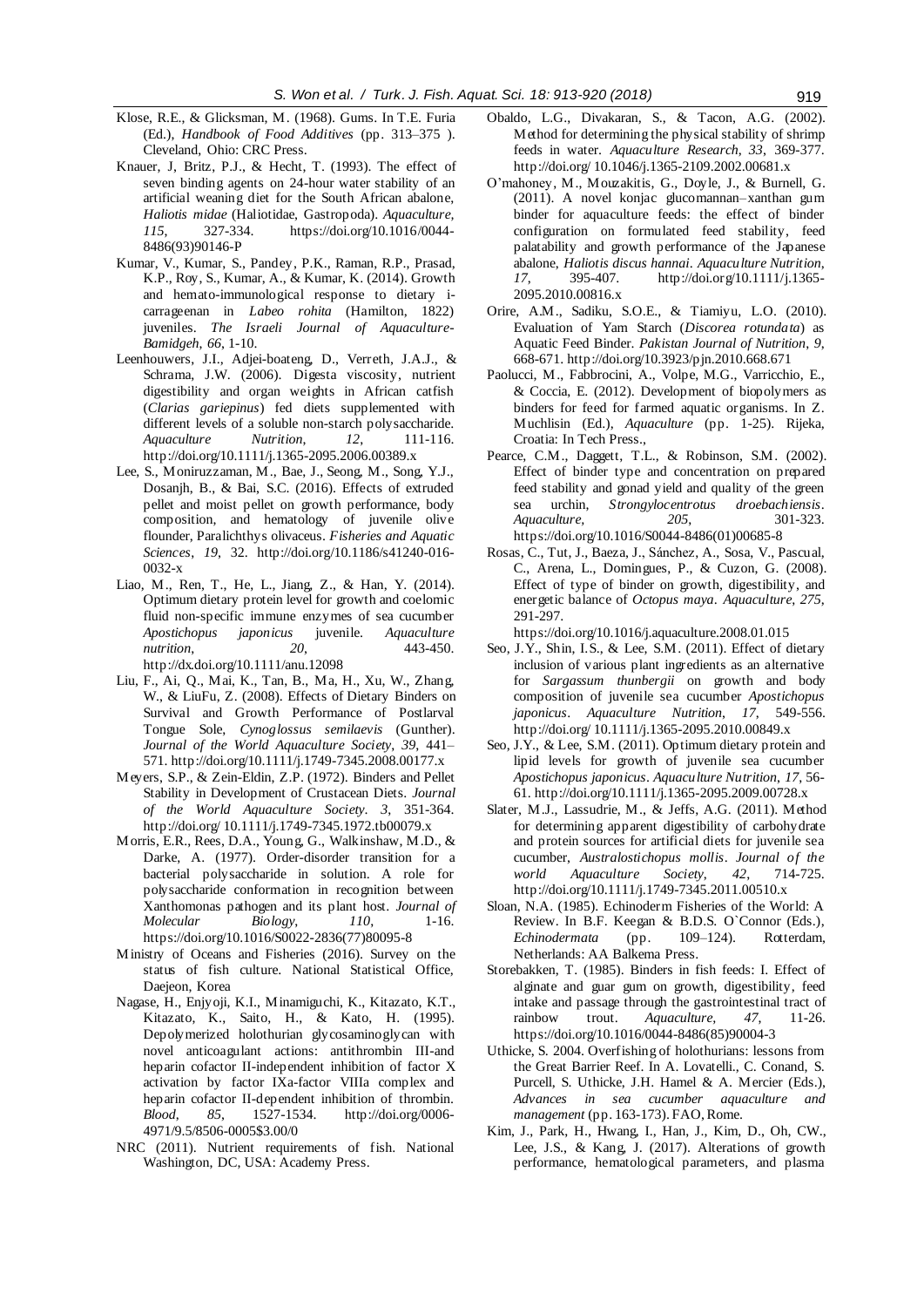Klose, R.E., & Glicksman, M. (1968). Gums. In T.E. Furia (Ed.), *Handbook of Food Additives* (pp. 313–375 ). Cleveland, Ohio: CRC Press.

Knauer, J, Britz, P.J., & Hecht, T. (1993). The effect of seven binding agents on 24-hour water stability of an artificial weaning diet for the South African abalone, *Haliotis midae* (Haliotidae, Gastropoda). *Aquaculture, 115*, 327-334. https://doi.org/10.1016/0044-8486(93)90146-P

Kumar, V., Kumar, S., Pandey, P.K., Raman, R.P., Prasad, K.P., Roy, S., Kumar, A., & Kumar, K. (2014). Growth and hemato-immunological response to dietary i-carrageenan in *Labeo rohita* (Hamilton, 1822) juveniles. *The Israeli Journal of Aquaculture-Bamidgeh*, *66*, 1-10.

Leenhouwers, J.I., Adjei-boateng, D., Verreth, J.A.J., & Schrama, J.W. (2006). Digesta viscosity, nutrient digestibility and organ weights in African catfish (*Clarias gariepinus*) fed diets supplemented with different levels of a soluble non-starch polysaccharide. *Aquaculture Nutrition, 12*, 111-116. http://doi.org/10.1111/j.1365-2095.2006.00389.x

Lee, S., Moniruzzaman, M., Bae, J., Seong, M., Song, Y.J., Dosanjh, B., & Bai, S.C. (2016). Effects of extruded pellet and moist pellet on growth performance, body composition, and hematology of juvenile olive flounder, Paralichthys olivaceus. *Fisheries and Aquatic Sciences*, *19*, 32. http://doi.org/10.1186/s41240-016-0032-x

Liao, M., Ren, T., He, L., Jiang, Z., & Han, Y. (2014). Optimum dietary protein level for growth and coelomic fluid non-specific immune enzymes of sea cucumber *Apostichopus japonicus* juvenile. *Aquaculture nutrition*, *20*, 443-450. http://dx.doi.org/10.1111/anu.12098

Liu, F., Ai, Q., Mai, K., Tan, B., Ma, H., Xu, W., Zhang, W., & LiuFu, Z. (2008). Effects of Dietary Binders on Survival and Growth Performance of Postlarval Tongue Sole, *Cynoglossus semilaevis* (Gunther). *Journal of the World Aquaculture Society*, *39*, 441–571. http://doi.org/10.1111/j.1749-7345.2008.00177.x

Meyers, S.P., & Zein-Eldin, Z.P. (1972). Binders and Pellet Stability in Development of Crustacean Diets. *Journal of the World Aquaculture Society*. *3*, 351-364. http://doi.org/ 10.1111/j.1749-7345.1972.tb00079.x

Morris, E.R., Rees, D.A., Young, G., Walkinshaw, M.D., & Darke, A. (1977). Order-disorder transition for a bacterial polysaccharide in solution. A role for polysaccharide conformation in recognition between Xanthomonas pathogen and its plant host. *Journal of Molecular Biology*, *110*, 1-16. https://doi.org/10.1016/S0022-2836(77)80095-8

Ministry of Oceans and Fisheries (2016). Survey on the status of fish culture. National Statistical Office, Daejeon, Korea

Nagase, H., Enjyoji, K.I., Minamiguchi, K., Kitazato, K.T., Kitazato, K., Saito, H., & Kato, H. (1995). Depolymerized holothurian glycosaminoglycan with novel anticoagulant actions: antithrombin III-and heparin cofactor II-independent inhibition of factor X activation by factor IXa-factor VIIIa complex and heparin cofactor II-dependent inhibition of thrombin. *Blood*, *85*, 1527-1534. http://doi.org/0006-4971/9.5/8506-0005$3.00/0

NRC (2011). Nutrient requirements of fish. National Washington, DC, USA: Academy Press.

Obaldo, L.G., Divakaran, S., & Tacon, A.G. (2002). Method for determining the physical stability of shrimp feeds in water. *Aquaculture Research*, *33*, 369-377. http://doi.org/ 10.1046/j.1365-2109.2002.00681.x

O'mahoney, M., Mouzakitis, G., Doyle, J., & Burnell, G. (2011). A novel konjac glucomannan–xanthan gum binder for aquaculture feeds: the effect of binder configuration on formulated feed stability, feed palatability and growth performance of the Japanese abalone, *Haliotis discus hannai*. *Aquaculture Nutrition, 17*, 395-407. http://doi.org/10.1111/j.1365-2095.2010.00816.x

Orire, A.M., Sadiku, S.O.E., & Tiamiyu, L.O. (2010). Evaluation of Yam Starch (*Discorea rotundata*) as Aquatic Feed Binder. *Pakistan Journal of Nutrition*, *9*, 668-671. http://doi.org/10.3923/pjn.2010.668.671

Paolucci, M., Fabbrocini, A., Volpe, M.G., Varricchio, E., & Coccia, E. (2012). Development of biopolymers as binders for feed for farmed aquatic organisms. In Z. Muchlisin (Ed.), *Aquaculture* (pp. 1-25). Rijeka, Croatia: In Tech Press.,

Pearce, C.M., Daggett, T.L., & Robinson, S.M. (2002). Effect of binder type and concentration on prepared feed stability and gonad yield and quality of the green sea urchin, *Strongylocentrotus droebachiensis*. *Aquaculture, 205*, 301-323. https://doi.org/10.1016/S0044-8486(01)00685-8

Rosas, C., Tut, J., Baeza, J., Sánchez, A., Sosa, V., Pascual, C., Arena, L., Domingues, P., & Cuzon, G. (2008). Effect of type of binder on growth, digestibility, and energetic balance of *Octopus maya*. *Aquaculture*, *275*, 291-297. https://doi.org/10.1016/j.aquaculture.2008.01.015

Seo, J.Y., Shin, I.S., & Lee, S.M. (2011). Effect of dietary inclusion of various plant ingredients as an alternative for *Sargassum thunbergii* on growth and body composition of juvenile sea cucumber *Apostichopus japonicus*. *Aquaculture Nutrition*, *17*, 549-556. http://doi.org/ 10.1111/j.1365-2095.2010.00849.x

Seo, J.Y., & Lee, S.M. (2011). Optimum dietary protein and lipid levels for growth of juvenile sea cucumber *Apostichopus japonicus*. *Aquaculture Nutrition*, *17*, 56-61. http://doi.org/10.1111/j.1365-2095.2009.00728.x

Slater, M.J., Lassudrie, M., & Jeffs, A.G. (2011). Method for determining apparent digestibility of carbohydrate and protein sources for artificial diets for juvenile sea cucumber, *Australostichopus mollis*. *Journal of the world Aquaculture Society, 42*, 714-725. http://doi.org/10.1111/j.1749-7345.2011.00510.x

Sloan, N.A. (1985). Echinoderm Fisheries of the World: A Review. In B.F. Keegan & B.D.S. O`Connor (Eds.), *Echinodermata* (pp. 109–124). Rotterdam, Netherlands: AA Balkema Press.

Storebakken, T. (1985). Binders in fish feeds: I. Effect of alginate and guar gum on growth, digestibility, feed intake and passage through the gastrointestinal tract of rainbow trout. *Aquaculture, 47*, 11-26. https://doi.org/10.1016/0044-8486(85)90004-3

Uthicke, S. 2004. Overfishing of holothurians: lessons from the Great Barrier Reef. In A. Lovatelli., C. Conand, S. Purcell, S. Uthicke, J.H. Hamel & A. Mercier (Eds.), *Advances in sea cucumber aquaculture and management* (pp. 163-173). FAO, Rome.

Kim, J., Park, H., Hwang, I., Han, J., Kim, D., Oh, CW., Lee, J.S., & Kang, J. (2017). Alterations of growth performance, hematological parameters, and plasma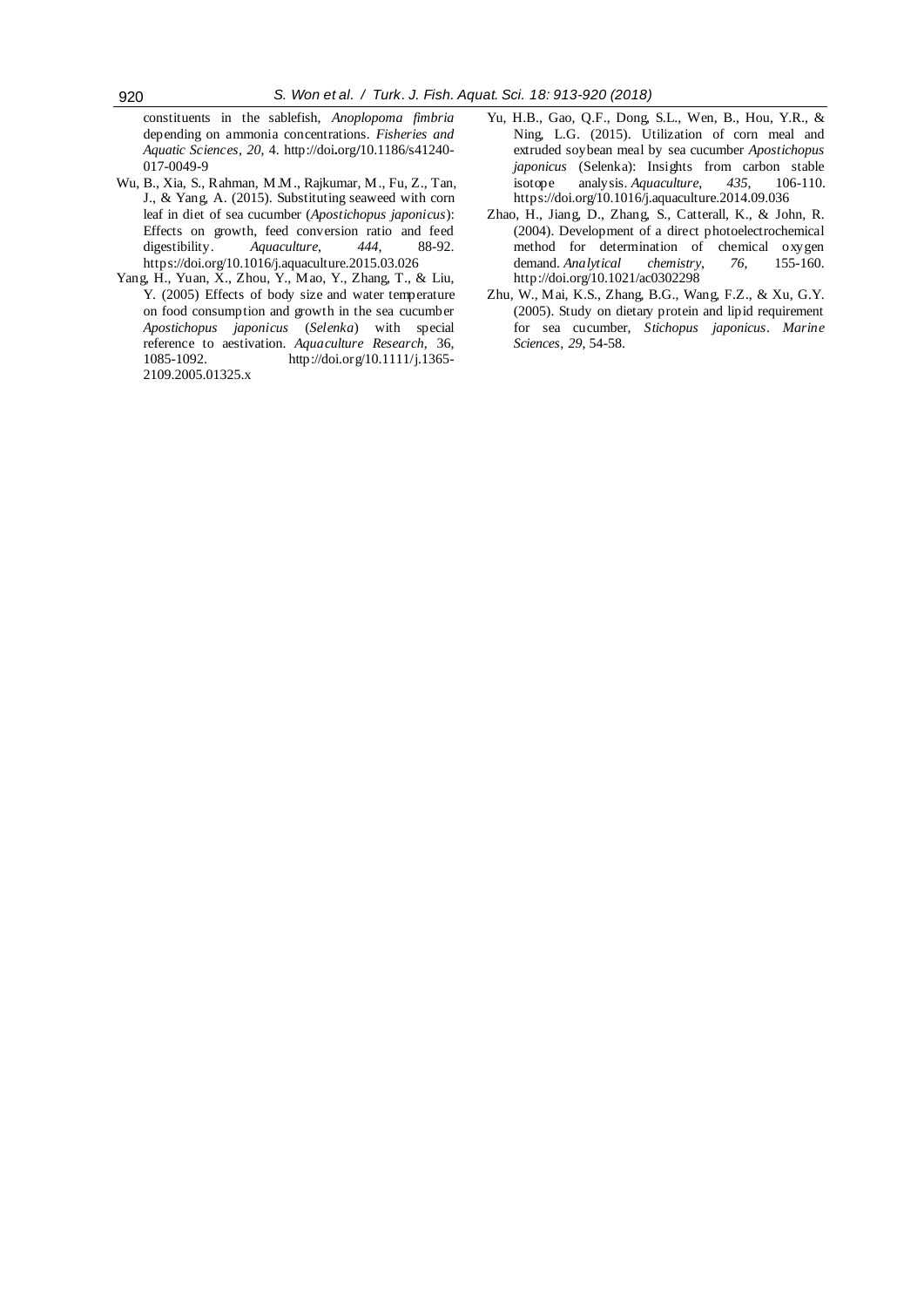constituents in the sablefish, *Anoplopoma fimbria* depending on ammonia concentrations. *Fisheries and Aquatic Sciences*, *20*, 4. http://doi.org/10.1186/s41240-017-0049-9

Wu, B., Xia, S., Rahman, M.M., Rajkumar, M., Fu, Z., Tan, J., & Yang, A. (2015). Substituting seaweed with corn leaf in diet of sea cucumber (*Apostichopus japonicus*): Effects on growth, feed conversion ratio and feed digestibility. *Aquaculture*, *444*, 88-92. https://doi.org/10.1016/j.aquaculture.2015.03.026

Yang, H., Yuan, X., Zhou, Y., Mao, Y., Zhang, T., & Liu, Y. (2005) Effects of body size and water temperature on food consumption and growth in the sea cucumber *Apostichopus japonicus* (*Selenka*) with special reference to aestivation. *Aquaculture Research*, 36, 1085-1092. http://doi.org/10.1111/j.1365-2109.2005.01325.x

Yu, H.B., Gao, Q.F., Dong, S.L., Wen, B., Hou, Y.R., & Ning, L.G. (2015). Utilization of corn meal and extruded soybean meal by sea cucumber *Apostichopus japonicus* (Selenka): Insights from carbon stable isotope analysis. *Aquaculture*, *435*, 106-110. https://doi.org/10.1016/j.aquaculture.2014.09.036

Zhao, H., Jiang, D., Zhang, S., Catterall, K., & John, R. (2004). Development of a direct photoelectrochemical method for determination of chemical oxygen demand. *Analytical chemistry*, *76*, 155-160. http://doi.org/10.1021/ac0302298

Zhu, W., Mai, K.S., Zhang, B.G., Wang, F.Z., & Xu, G.Y. (2005). Study on dietary protein and lipid requirement for sea cucumber, *Stichopus japonicus*. *Marine Sciences*, *29*, 54-58.